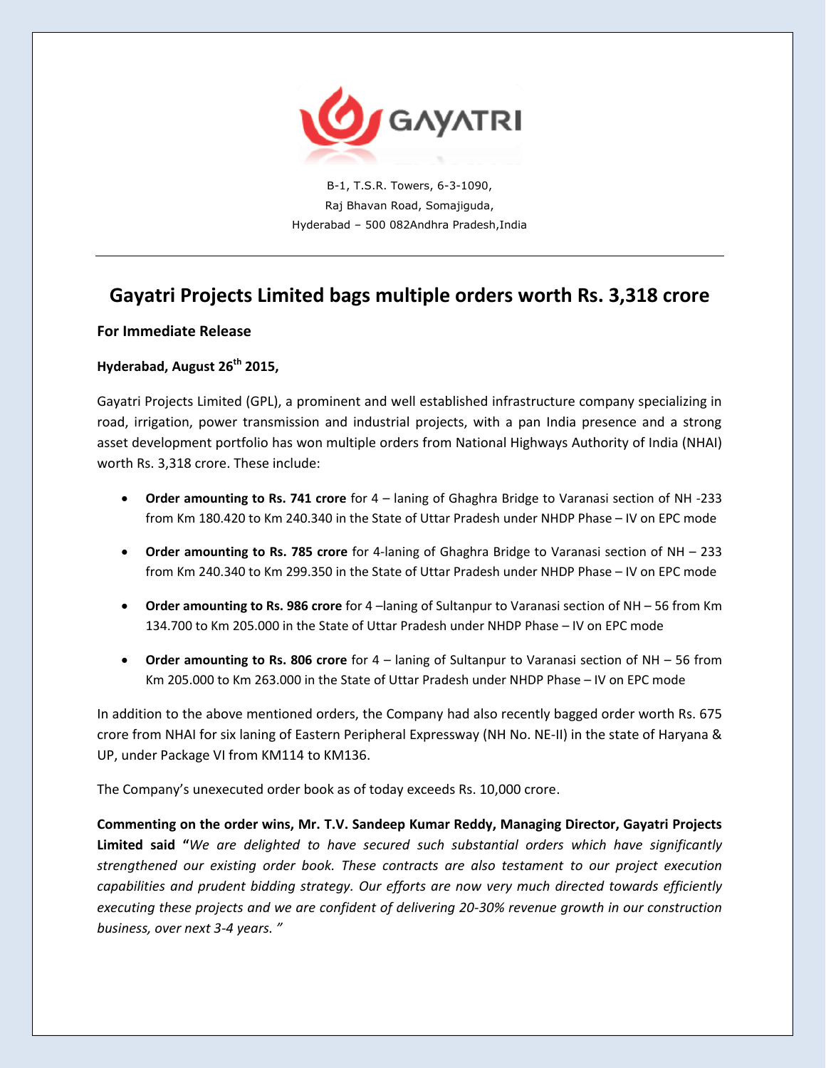GAYATRI

B-1, T.S.R. Towers, 6-3-1090,
Raj Bhavan Road, Somajiguda,
Hyderabad – 500 082Andhra Pradesh,India

# Gayatri Projects Limited bags multiple orders worth Rs. 3,318 crore

**For Immediate Release**

**Hyderabad, August 26th 2015,**

Gayatri Projects Limited (GPL), a prominent and well established infrastructure company specializing in road, irrigation, power transmission and industrial projects, with a pan India presence and a strong asset development portfolio has won multiple orders from National Highways Authority of India (NHAI) worth Rs. 3,318 crore. These include:

- **Order amounting to Rs. 741 crore** for 4 – laning of Ghaghra Bridge to Varanasi section of NH -233 from Km 180.420 to Km 240.340 in the State of Uttar Pradesh under NHDP Phase – IV on EPC mode
- **Order amounting to Rs. 785 crore** for 4-laning of Ghaghra Bridge to Varanasi section of NH – 233 from Km 240.340 to Km 299.350 in the State of Uttar Pradesh under NHDP Phase – IV on EPC mode
- **Order amounting to Rs. 986 crore** for 4 –laning of Sultanpur to Varanasi section of NH – 56 from Km 134.700 to Km 205.000 in the State of Uttar Pradesh under NHDP Phase – IV on EPC mode
- **Order amounting to Rs. 806 crore** for 4 – laning of Sultanpur to Varanasi section of NH – 56 from Km 205.000 to Km 263.000 in the State of Uttar Pradesh under NHDP Phase – IV on EPC mode

In addition to the above mentioned orders, the Company had also recently bagged order worth Rs. 675 crore from NHAI for six laning of Eastern Peripheral Expressway (NH No. NE-II) in the state of Haryana & UP, under Package VI from KM114 to KM136.

The Company's unexecuted order book as of today exceeds Rs. 10,000 crore.

**Commenting on the order wins, Mr. T.V. Sandeep Kumar Reddy, Managing Director, Gayatri Projects Limited said "***We are delighted to have secured such substantial orders which have significantly strengthened our existing order book. These contracts are also testament to our project execution capabilities and prudent bidding strategy. Our efforts are now very much directed towards efficiently executing these projects and we are confident of delivering 20-30% revenue growth in our construction business, over next 3-4 years."*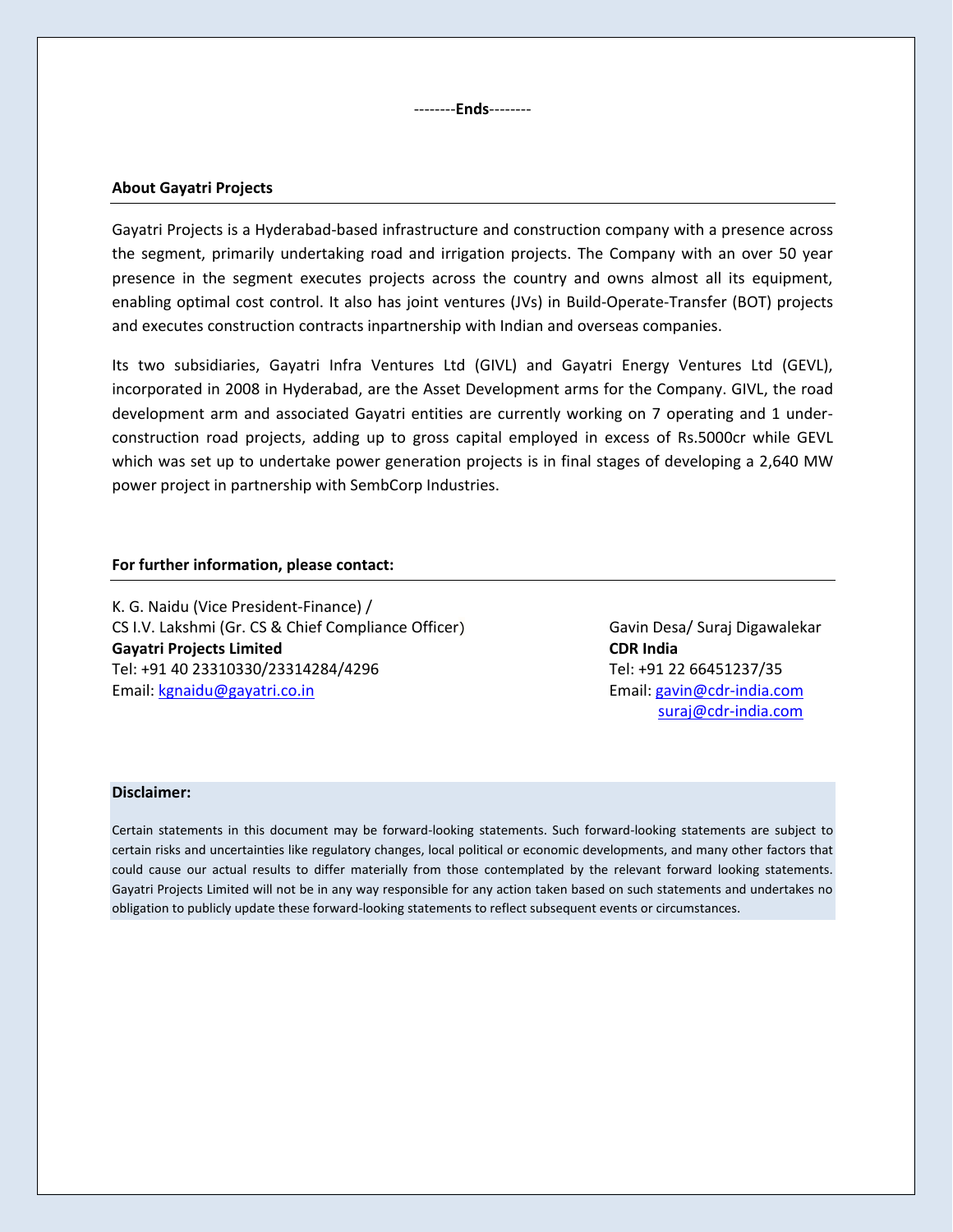--------**Ends**--------

## About Gayatri Projects

Gayatri Projects is a Hyderabad-based infrastructure and construction company with a presence across the segment, primarily undertaking road and irrigation projects. The Company with an over 50 year presence in the segment executes projects across the country and owns almost all its equipment, enabling optimal cost control. It also has joint ventures (JVs) in Build-Operate-Transfer (BOT) projects and executes construction contracts inpartnership with Indian and overseas companies.

Its two subsidiaries, Gayatri Infra Ventures Ltd (GIVL) and Gayatri Energy Ventures Ltd (GEVL), incorporated in 2008 in Hyderabad, are the Asset Development arms for the Company. GIVL, the road development arm and associated Gayatri entities are currently working on 7 operating and 1 under-construction road projects, adding up to gross capital employed in excess of Rs.5000cr while GEVL which was set up to undertake power generation projects is in final stages of developing a 2,640 MW power project in partnership with SembCorp Industries.

## For further information, please contact:

K. G. Naidu (Vice President-Finance) /
CS I.V. Lakshmi (Gr. CS & Chief Compliance Officer)
**Gayatri Projects Limited**
Tel: +91 40 23310330/23314284/4296
Email: kgnaidu@gayatri.co.in

Gavin Desa/ Suraj Digawalekar
**CDR India**
Tel: +91 22 66451237/35
Email: gavin@cdr-india.com
suraj@cdr-india.com

**Disclaimer:**

Certain statements in this document may be forward-looking statements. Such forward-looking statements are subject to certain risks and uncertainties like regulatory changes, local political or economic developments, and many other factors that could cause our actual results to differ materially from those contemplated by the relevant forward looking statements. Gayatri Projects Limited will not be in any way responsible for any action taken based on such statements and undertakes no obligation to publicly update these forward-looking statements to reflect subsequent events or circumstances.